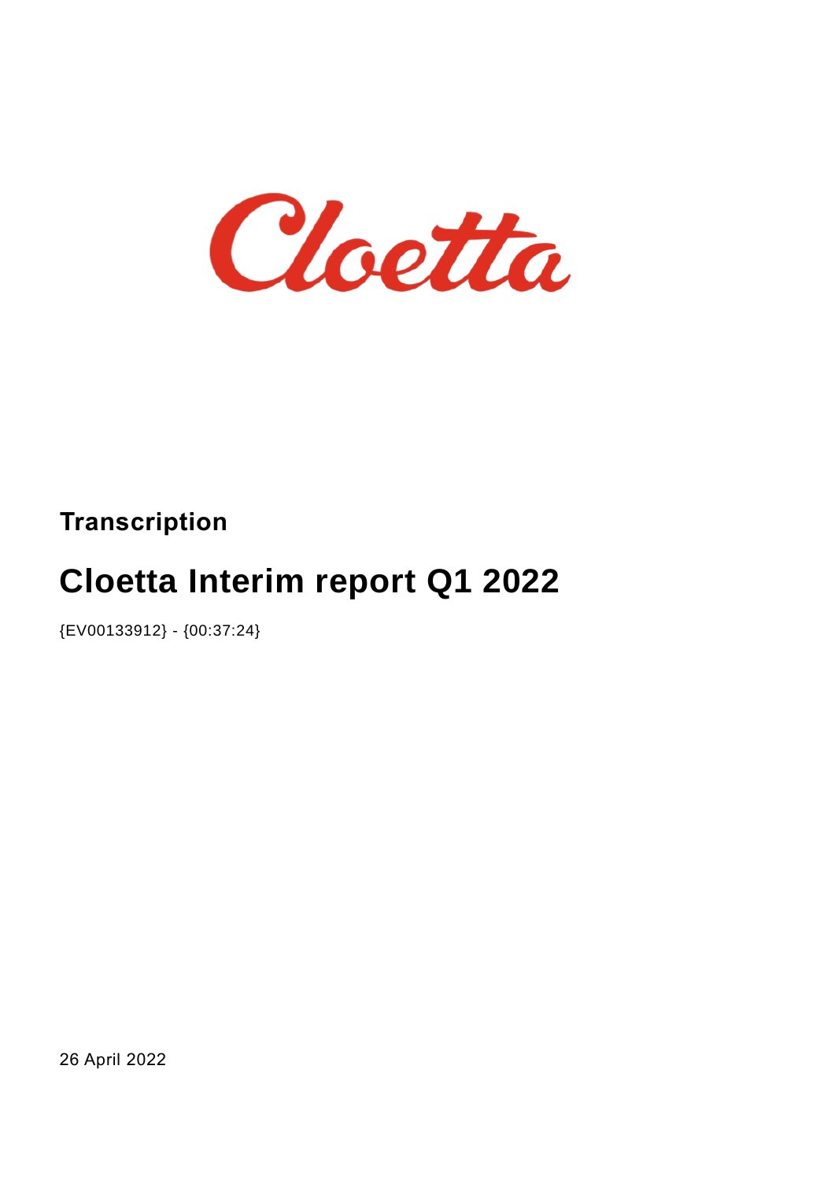Cloetta

**Transcription**

# Cloetta Interim report Q1 2022

{EV00133912} - {00:37:24}

26 April 2022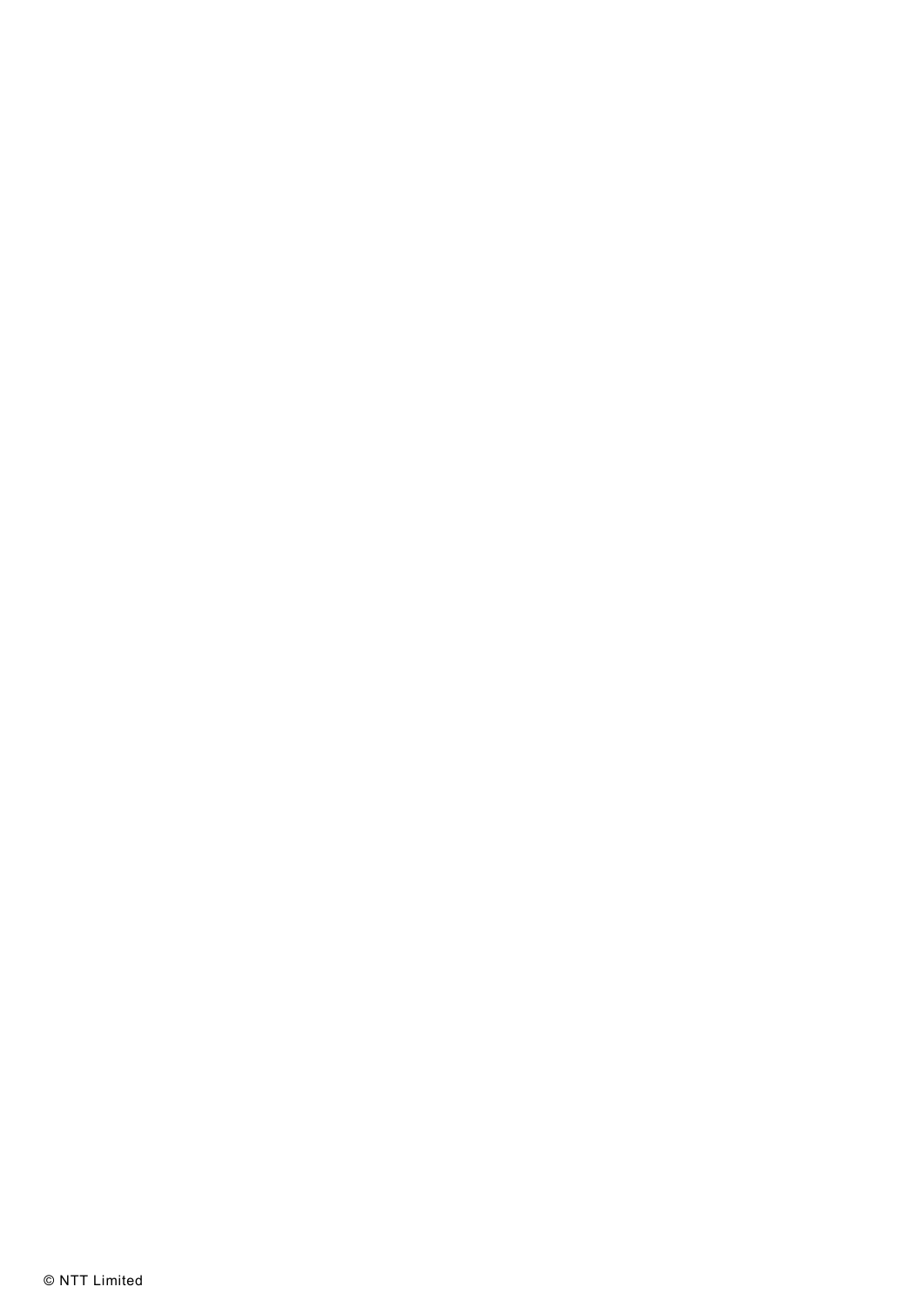© NTT Limited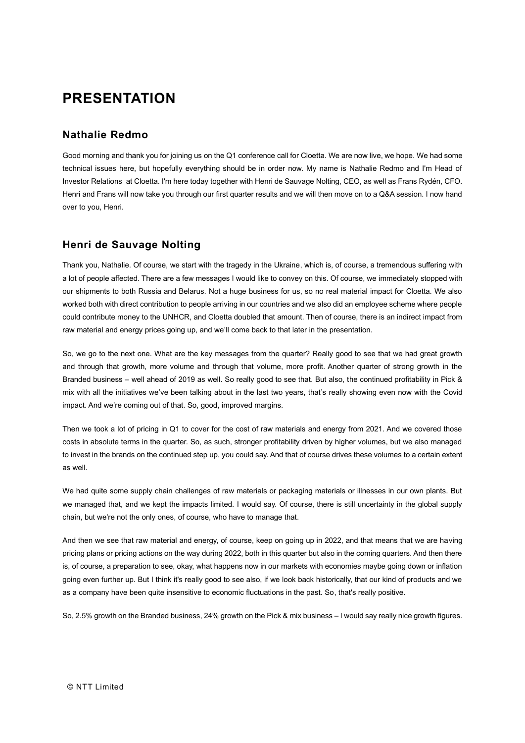# PRESENTATION

## Nathalie Redmo

Good morning and thank you for joining us on the Q1 conference call for Cloetta. We are now live, we hope. We had some technical issues here, but hopefully everything should be in order now. My name is Nathalie Redmo and I'm Head of Investor Relations at Cloetta. I'm here today together with Henri de Sauvage Nolting, CEO, as well as Frans Rydén, CFO. Henri and Frans will now take you through our first quarter results and we will then move on to a Q&A session. I now hand over to you, Henri.

## Henri de Sauvage Nolting

Thank you, Nathalie. Of course, we start with the tragedy in the Ukraine, which is, of course, a tremendous suffering with a lot of people affected. There are a few messages I would like to convey on this. Of course, we immediately stopped with our shipments to both Russia and Belarus. Not a huge business for us, so no real material impact for Cloetta. We also worked both with direct contribution to people arriving in our countries and we also did an employee scheme where people could contribute money to the UNHCR, and Cloetta doubled that amount. Then of course, there is an indirect impact from raw material and energy prices going up, and we'll come back to that later in the presentation.

So, we go to the next one. What are the key messages from the quarter? Really good to see that we had great growth and through that growth, more volume and through that volume, more profit. Another quarter of strong growth in the Branded business – well ahead of 2019 as well. So really good to see that. But also, the continued profitability in Pick & mix with all the initiatives we've been talking about in the last two years, that's really showing even now with the Covid impact. And we're coming out of that. So, good, improved margins.

Then we took a lot of pricing in Q1 to cover for the cost of raw materials and energy from 2021. And we covered those costs in absolute terms in the quarter. So, as such, stronger profitability driven by higher volumes, but we also managed to invest in the brands on the continued step up, you could say. And that of course drives these volumes to a certain extent as well.

We had quite some supply chain challenges of raw materials or packaging materials or illnesses in our own plants. But we managed that, and we kept the impacts limited. I would say. Of course, there is still uncertainty in the global supply chain, but we're not the only ones, of course, who have to manage that.

And then we see that raw material and energy, of course, keep on going up in 2022, and that means that we are having pricing plans or pricing actions on the way during 2022, both in this quarter but also in the coming quarters. And then there is, of course, a preparation to see, okay, what happens now in our markets with economies maybe going down or inflation going even further up. But I think it's really good to see also, if we look back historically, that our kind of products and we as a company have been quite insensitive to economic fluctuations in the past. So, that's really positive.

So, 2.5% growth on the Branded business, 24% growth on the Pick & mix business – I would say really nice growth figures.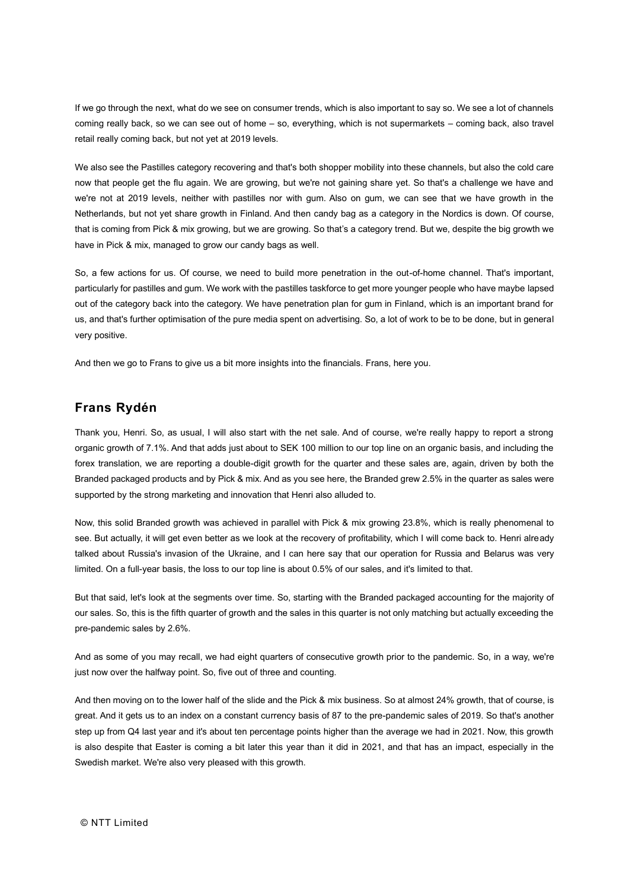If we go through the next, what do we see on consumer trends, which is also important to say so. We see a lot of channels coming really back, so we can see out of home – so, everything, which is not supermarkets – coming back, also travel retail really coming back, but not yet at 2019 levels.

We also see the Pastilles category recovering and that's both shopper mobility into these channels, but also the cold care now that people get the flu again. We are growing, but we're not gaining share yet. So that's a challenge we have and we're not at 2019 levels, neither with pastilles nor with gum. Also on gum, we can see that we have growth in the Netherlands, but not yet share growth in Finland. And then candy bag as a category in the Nordics is down. Of course, that is coming from Pick & mix growing, but we are growing. So that's a category trend. But we, despite the big growth we have in Pick & mix, managed to grow our candy bags as well.

So, a few actions for us. Of course, we need to build more penetration in the out-of-home channel. That's important, particularly for pastilles and gum. We work with the pastilles taskforce to get more younger people who have maybe lapsed out of the category back into the category. We have penetration plan for gum in Finland, which is an important brand for us, and that's further optimisation of the pure media spent on advertising. So, a lot of work to be to be done, but in general very positive.

And then we go to Frans to give us a bit more insights into the financials. Frans, here you.

## Frans Rydén

Thank you, Henri. So, as usual, I will also start with the net sale. And of course, we're really happy to report a strong organic growth of 7.1%. And that adds just about to SEK 100 million to our top line on an organic basis, and including the forex translation, we are reporting a double-digit growth for the quarter and these sales are, again, driven by both the Branded packaged products and by Pick & mix. And as you see here, the Branded grew 2.5% in the quarter as sales were supported by the strong marketing and innovation that Henri also alluded to.

Now, this solid Branded growth was achieved in parallel with Pick & mix growing 23.8%, which is really phenomenal to see. But actually, it will get even better as we look at the recovery of profitability, which I will come back to. Henri already talked about Russia's invasion of the Ukraine, and I can here say that our operation for Russia and Belarus was very limited. On a full-year basis, the loss to our top line is about 0.5% of our sales, and it's limited to that.

But that said, let's look at the segments over time. So, starting with the Branded packaged accounting for the majority of our sales. So, this is the fifth quarter of growth and the sales in this quarter is not only matching but actually exceeding the pre-pandemic sales by 2.6%.

And as some of you may recall, we had eight quarters of consecutive growth prior to the pandemic. So, in a way, we're just now over the halfway point. So, five out of three and counting.

And then moving on to the lower half of the slide and the Pick & mix business. So at almost 24% growth, that of course, is great. And it gets us to an index on a constant currency basis of 87 to the pre-pandemic sales of 2019. So that's another step up from Q4 last year and it's about ten percentage points higher than the average we had in 2021. Now, this growth is also despite that Easter is coming a bit later this year than it did in 2021, and that has an impact, especially in the Swedish market. We're also very pleased with this growth.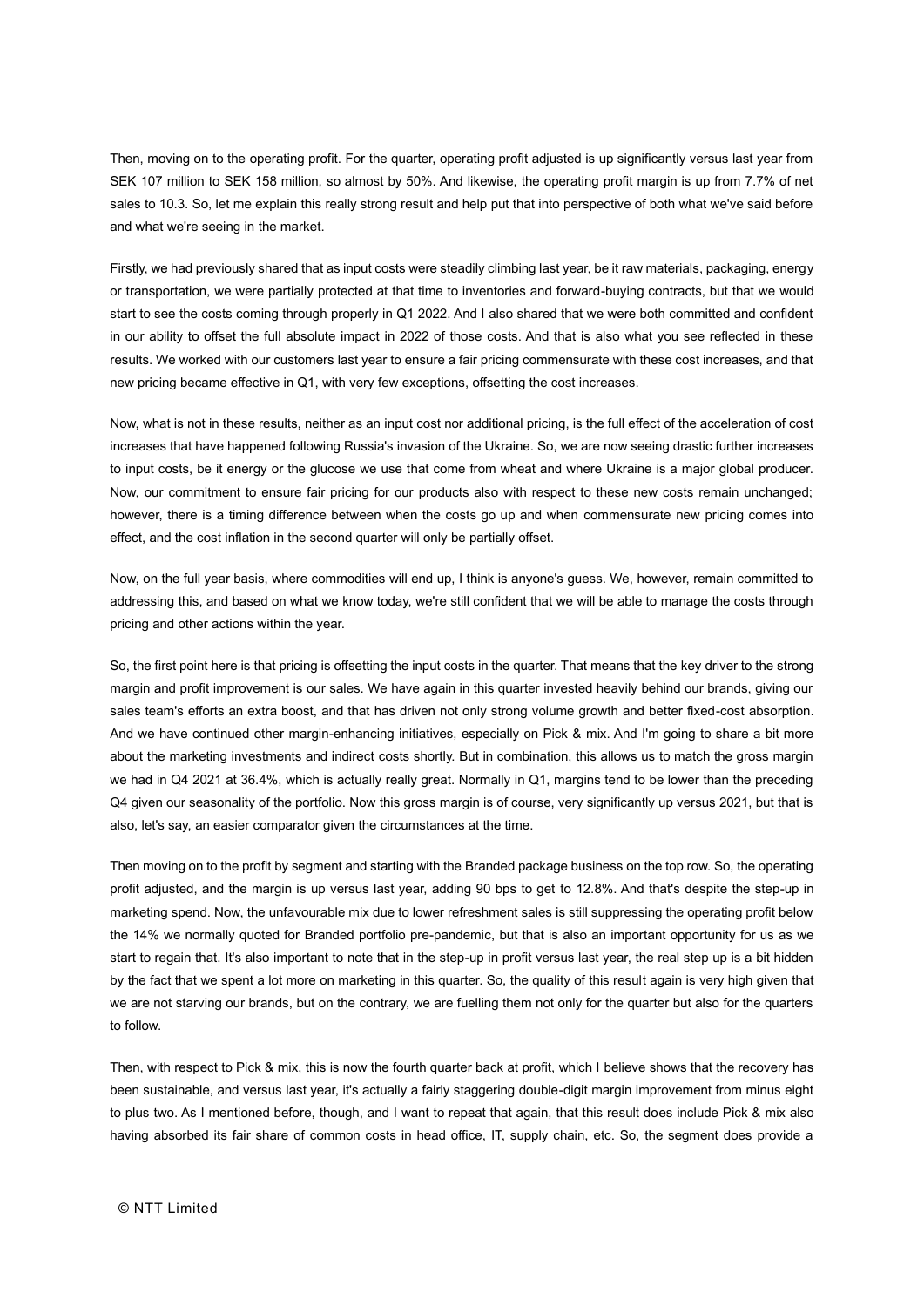Then, moving on to the operating profit. For the quarter, operating profit adjusted is up significantly versus last year from SEK 107 million to SEK 158 million, so almost by 50%. And likewise, the operating profit margin is up from 7.7% of net sales to 10.3. So, let me explain this really strong result and help put that into perspective of both what we've said before and what we're seeing in the market.

Firstly, we had previously shared that as input costs were steadily climbing last year, be it raw materials, packaging, energy or transportation, we were partially protected at that time to inventories and forward-buying contracts, but that we would start to see the costs coming through properly in Q1 2022. And I also shared that we were both committed and confident in our ability to offset the full absolute impact in 2022 of those costs. And that is also what you see reflected in these results. We worked with our customers last year to ensure a fair pricing commensurate with these cost increases, and that new pricing became effective in Q1, with very few exceptions, offsetting the cost increases.

Now, what is not in these results, neither as an input cost nor additional pricing, is the full effect of the acceleration of cost increases that have happened following Russia's invasion of the Ukraine. So, we are now seeing drastic further increases to input costs, be it energy or the glucose we use that come from wheat and where Ukraine is a major global producer. Now, our commitment to ensure fair pricing for our products also with respect to these new costs remain unchanged; however, there is a timing difference between when the costs go up and when commensurate new pricing comes into effect, and the cost inflation in the second quarter will only be partially offset.

Now, on the full year basis, where commodities will end up, I think is anyone's guess. We, however, remain committed to addressing this, and based on what we know today, we're still confident that we will be able to manage the costs through pricing and other actions within the year.

So, the first point here is that pricing is offsetting the input costs in the quarter. That means that the key driver to the strong margin and profit improvement is our sales. We have again in this quarter invested heavily behind our brands, giving our sales team's efforts an extra boost, and that has driven not only strong volume growth and better fixed-cost absorption. And we have continued other margin-enhancing initiatives, especially on Pick & mix. And I'm going to share a bit more about the marketing investments and indirect costs shortly. But in combination, this allows us to match the gross margin we had in Q4 2021 at 36.4%, which is actually really great. Normally in Q1, margins tend to be lower than the preceding Q4 given our seasonality of the portfolio. Now this gross margin is of course, very significantly up versus 2021, but that is also, let's say, an easier comparator given the circumstances at the time.

Then moving on to the profit by segment and starting with the Branded package business on the top row. So, the operating profit adjusted, and the margin is up versus last year, adding 90 bps to get to 12.8%. And that's despite the step-up in marketing spend. Now, the unfavourable mix due to lower refreshment sales is still suppressing the operating profit below the 14% we normally quoted for Branded portfolio pre-pandemic, but that is also an important opportunity for us as we start to regain that. It's also important to note that in the step-up in profit versus last year, the real step up is a bit hidden by the fact that we spent a lot more on marketing in this quarter. So, the quality of this result again is very high given that we are not starving our brands, but on the contrary, we are fuelling them not only for the quarter but also for the quarters to follow.

Then, with respect to Pick & mix, this is now the fourth quarter back at profit, which I believe shows that the recovery has been sustainable, and versus last year, it's actually a fairly staggering double-digit margin improvement from minus eight to plus two. As I mentioned before, though, and I want to repeat that again, that this result does include Pick & mix also having absorbed its fair share of common costs in head office, IT, supply chain, etc. So, the segment does provide a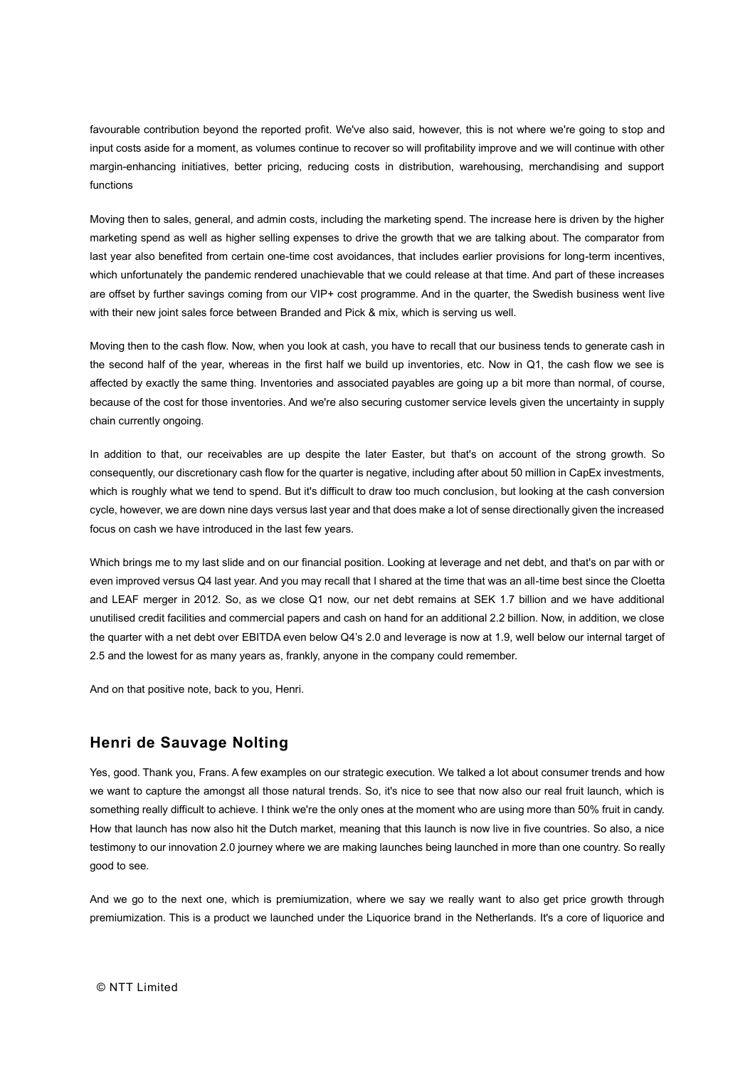favourable contribution beyond the reported profit. We've also said, however, this is not where we're going to stop and input costs aside for a moment, as volumes continue to recover so will profitability improve and we will continue with other margin-enhancing initiatives, better pricing, reducing costs in distribution, warehousing, merchandising and support functions

Moving then to sales, general, and admin costs, including the marketing spend. The increase here is driven by the higher marketing spend as well as higher selling expenses to drive the growth that we are talking about. The comparator from last year also benefited from certain one-time cost avoidances, that includes earlier provisions for long-term incentives, which unfortunately the pandemic rendered unachievable that we could release at that time. And part of these increases are offset by further savings coming from our VIP+ cost programme. And in the quarter, the Swedish business went live with their new joint sales force between Branded and Pick & mix, which is serving us well.

Moving then to the cash flow. Now, when you look at cash, you have to recall that our business tends to generate cash in the second half of the year, whereas in the first half we build up inventories, etc. Now in Q1, the cash flow we see is affected by exactly the same thing. Inventories and associated payables are going up a bit more than normal, of course, because of the cost for those inventories. And we're also securing customer service levels given the uncertainty in supply chain currently ongoing.

In addition to that, our receivables are up despite the later Easter, but that's on account of the strong growth. So consequently, our discretionary cash flow for the quarter is negative, including after about 50 million in CapEx investments, which is roughly what we tend to spend. But it's difficult to draw too much conclusion, but looking at the cash conversion cycle, however, we are down nine days versus last year and that does make a lot of sense directionally given the increased focus on cash we have introduced in the last few years.

Which brings me to my last slide and on our financial position. Looking at leverage and net debt, and that's on par with or even improved versus Q4 last year. And you may recall that I shared at the time that was an all-time best since the Cloetta and LEAF merger in 2012. So, as we close Q1 now, our net debt remains at SEK 1.7 billion and we have additional unutilised credit facilities and commercial papers and cash on hand for an additional 2.2 billion. Now, in addition, we close the quarter with a net debt over EBITDA even below Q4's 2.0 and leverage is now at 1.9, well below our internal target of 2.5 and the lowest for as many years as, frankly, anyone in the company could remember.

And on that positive note, back to you, Henri.

## Henri de Sauvage Nolting

Yes, good. Thank you, Frans. A few examples on our strategic execution. We talked a lot about consumer trends and how we want to capture the amongst all those natural trends. So, it's nice to see that now also our real fruit launch, which is something really difficult to achieve. I think we're the only ones at the moment who are using more than 50% fruit in candy. How that launch has now also hit the Dutch market, meaning that this launch is now live in five countries. So also, a nice testimony to our innovation 2.0 journey where we are making launches being launched in more than one country. So really good to see.

And we go to the next one, which is premiumization, where we say we really want to also get price growth through premiumization. This is a product we launched under the Liquorice brand in the Netherlands. It's a core of liquorice and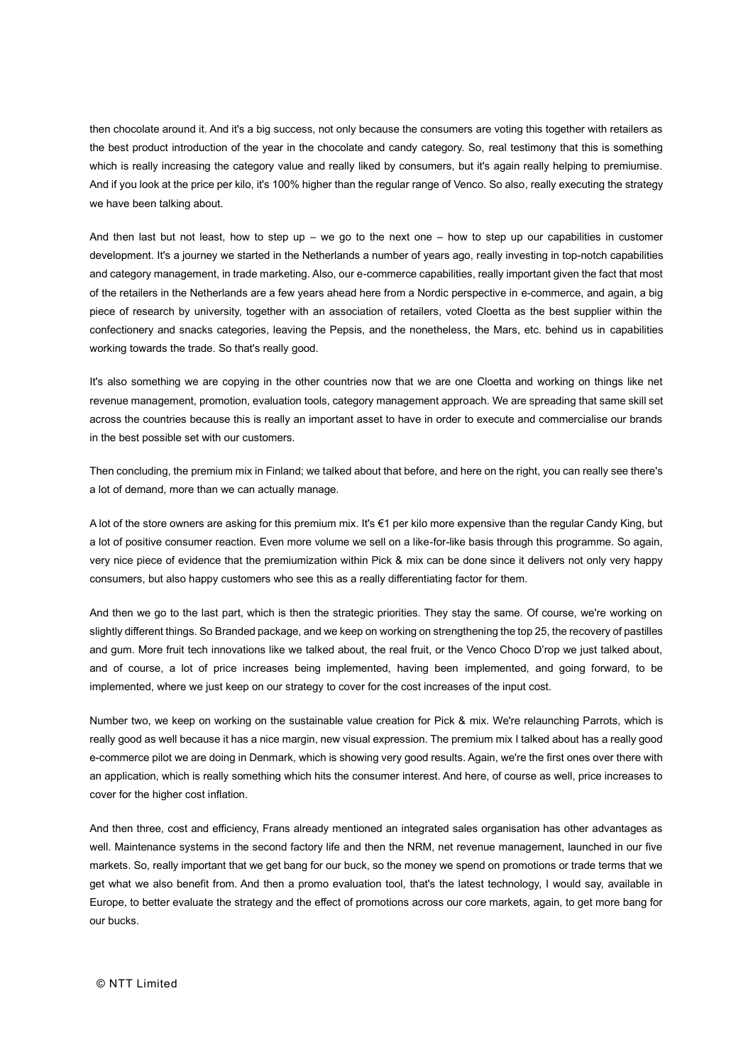then chocolate around it. And it's a big success, not only because the consumers are voting this together with retailers as the best product introduction of the year in the chocolate and candy category. So, real testimony that this is something which is really increasing the category value and really liked by consumers, but it's again really helping to premiumise. And if you look at the price per kilo, it's 100% higher than the regular range of Venco. So also, really executing the strategy we have been talking about.

And then last but not least, how to step up – we go to the next one – how to step up our capabilities in customer development. It's a journey we started in the Netherlands a number of years ago, really investing in top-notch capabilities and category management, in trade marketing. Also, our e-commerce capabilities, really important given the fact that most of the retailers in the Netherlands are a few years ahead here from a Nordic perspective in e-commerce, and again, a big piece of research by university, together with an association of retailers, voted Cloetta as the best supplier within the confectionery and snacks categories, leaving the Pepsis, and the nonetheless, the Mars, etc. behind us in capabilities working towards the trade. So that's really good.

It's also something we are copying in the other countries now that we are one Cloetta and working on things like net revenue management, promotion, evaluation tools, category management approach. We are spreading that same skill set across the countries because this is really an important asset to have in order to execute and commercialise our brands in the best possible set with our customers.

Then concluding, the premium mix in Finland; we talked about that before, and here on the right, you can really see there's a lot of demand, more than we can actually manage.

A lot of the store owners are asking for this premium mix. It's €1 per kilo more expensive than the regular Candy King, but a lot of positive consumer reaction. Even more volume we sell on a like-for-like basis through this programme. So again, very nice piece of evidence that the premiumization within Pick & mix can be done since it delivers not only very happy consumers, but also happy customers who see this as a really differentiating factor for them.

And then we go to the last part, which is then the strategic priorities. They stay the same. Of course, we're working on slightly different things. So Branded package, and we keep on working on strengthening the top 25, the recovery of pastilles and gum. More fruit tech innovations like we talked about, the real fruit, or the Venco Choco D'rop we just talked about, and of course, a lot of price increases being implemented, having been implemented, and going forward, to be implemented, where we just keep on our strategy to cover for the cost increases of the input cost.

Number two, we keep on working on the sustainable value creation for Pick & mix. We're relaunching Parrots, which is really good as well because it has a nice margin, new visual expression. The premium mix I talked about has a really good e-commerce pilot we are doing in Denmark, which is showing very good results. Again, we're the first ones over there with an application, which is really something which hits the consumer interest. And here, of course as well, price increases to cover for the higher cost inflation.

And then three, cost and efficiency, Frans already mentioned an integrated sales organisation has other advantages as well. Maintenance systems in the second factory life and then the NRM, net revenue management, launched in our five markets. So, really important that we get bang for our buck, so the money we spend on promotions or trade terms that we get what we also benefit from. And then a promo evaluation tool, that's the latest technology, I would say, available in Europe, to better evaluate the strategy and the effect of promotions across our core markets, again, to get more bang for our bucks.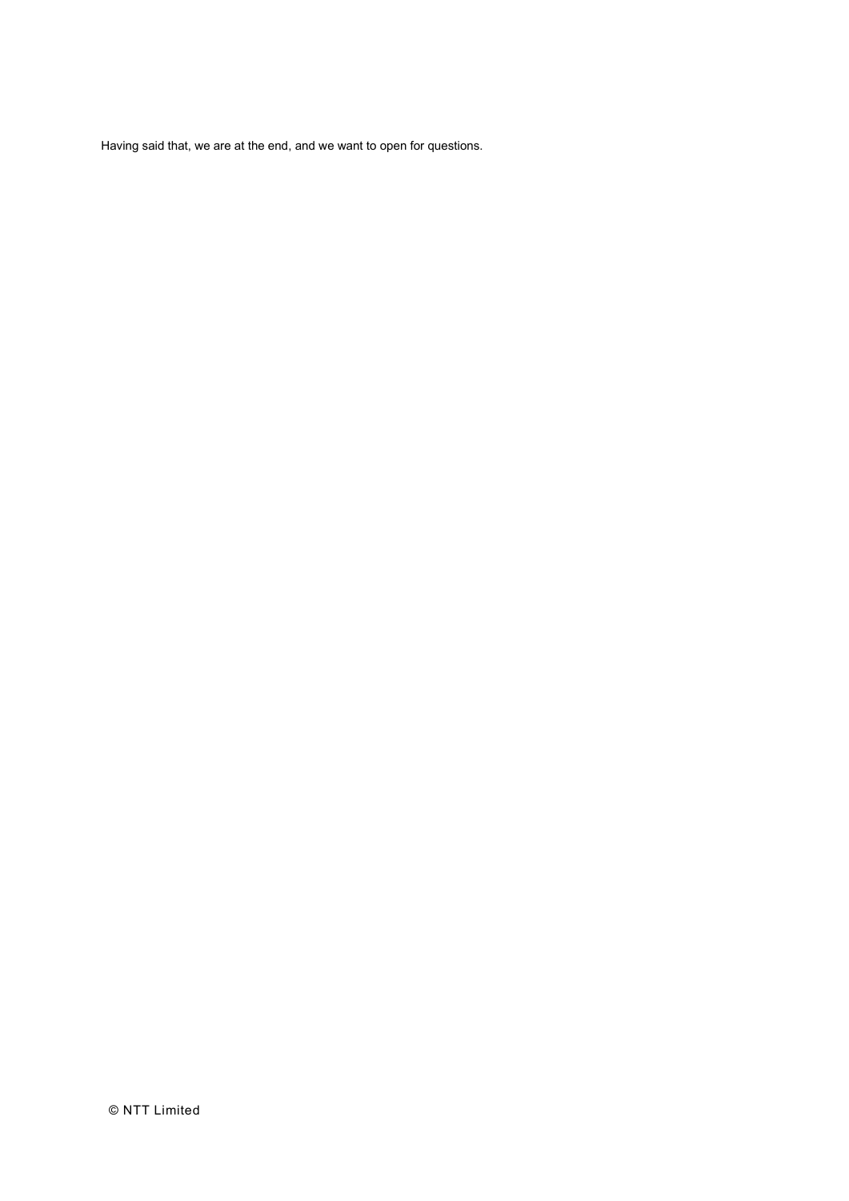Having said that, we are at the end, and we want to open for questions.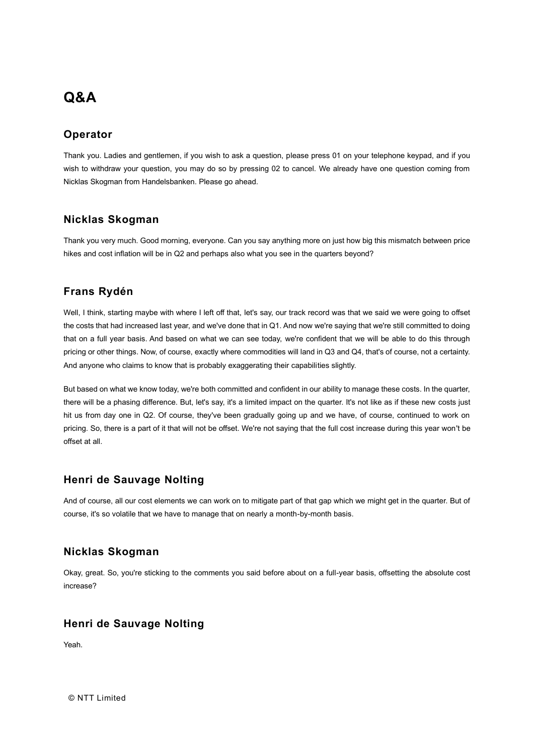# Q&A

## Operator

Thank you. Ladies and gentlemen, if you wish to ask a question, please press 01 on your telephone keypad, and if you wish to withdraw your question, you may do so by pressing 02 to cancel. We already have one question coming from Nicklas Skogman from Handelsbanken. Please go ahead.

## Nicklas Skogman

Thank you very much. Good morning, everyone. Can you say anything more on just how big this mismatch between price hikes and cost inflation will be in Q2 and perhaps also what you see in the quarters beyond?

## Frans Rydén

Well, I think, starting maybe with where I left off that, let's say, our track record was that we said we were going to offset the costs that had increased last year, and we've done that in Q1. And now we're saying that we're still committed to doing that on a full year basis. And based on what we can see today, we're confident that we will be able to do this through pricing or other things. Now, of course, exactly where commodities will land in Q3 and Q4, that's of course, not a certainty. And anyone who claims to know that is probably exaggerating their capabilities slightly.

But based on what we know today, we're both committed and confident in our ability to manage these costs. In the quarter, there will be a phasing difference. But, let's say, it's a limited impact on the quarter. It's not like as if these new costs just hit us from day one in Q2. Of course, they've been gradually going up and we have, of course, continued to work on pricing. So, there is a part of it that will not be offset. We're not saying that the full cost increase during this year won't be offset at all.

## Henri de Sauvage Nolting

And of course, all our cost elements we can work on to mitigate part of that gap which we might get in the quarter. But of course, it's so volatile that we have to manage that on nearly a month-by-month basis.

## Nicklas Skogman

Okay, great. So, you're sticking to the comments you said before about on a full-year basis, offsetting the absolute cost increase?

## Henri de Sauvage Nolting

Yeah.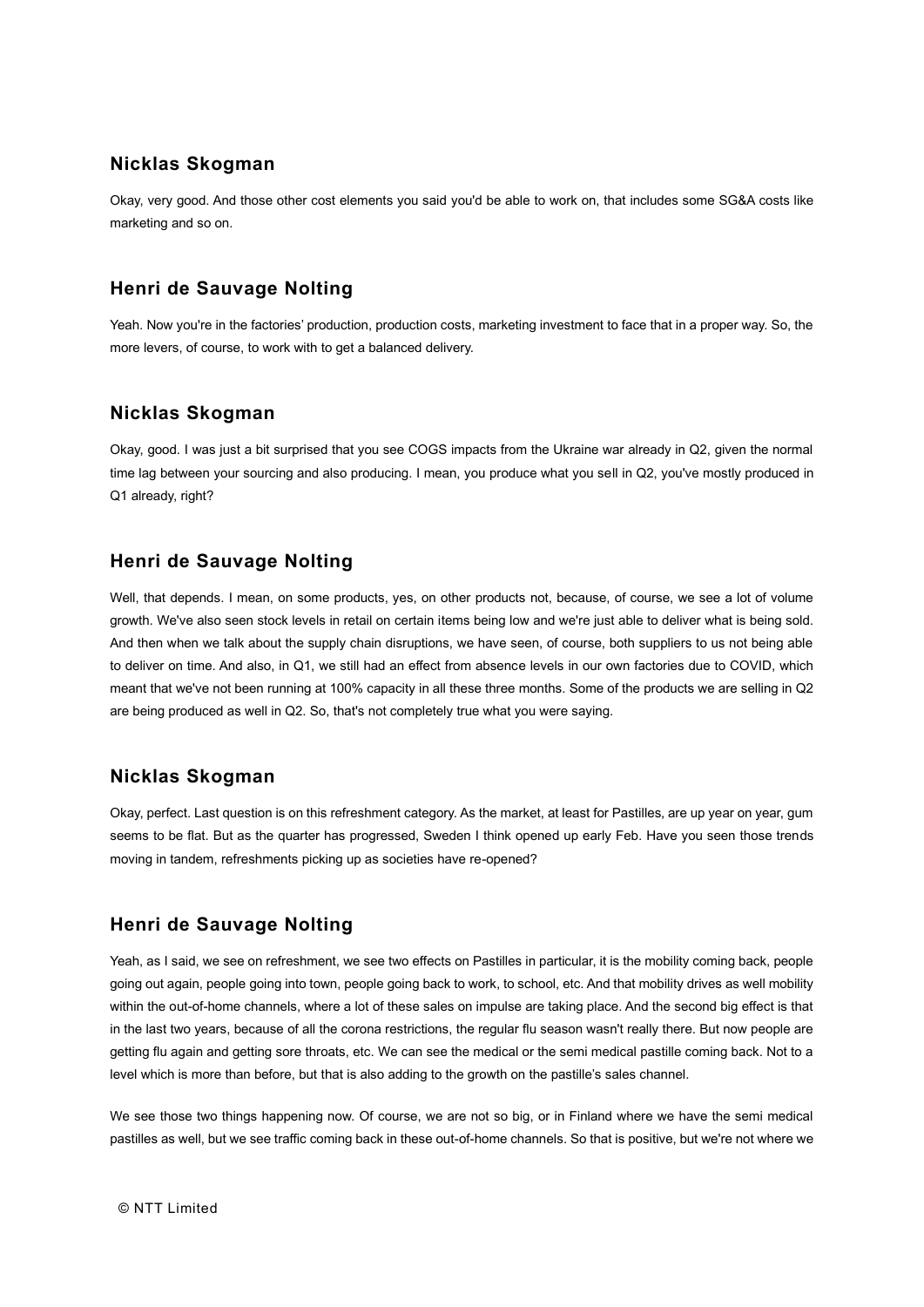### Nicklas Skogman

Okay, very good. And those other cost elements you said you'd be able to work on, that includes some SG&A costs like marketing and so on.

### Henri de Sauvage Nolting

Yeah. Now you're in the factories' production, production costs, marketing investment to face that in a proper way. So, the more levers, of course, to work with to get a balanced delivery.

### Nicklas Skogman

Okay, good. I was just a bit surprised that you see COGS impacts from the Ukraine war already in Q2, given the normal time lag between your sourcing and also producing. I mean, you produce what you sell in Q2, you've mostly produced in Q1 already, right?

### Henri de Sauvage Nolting

Well, that depends. I mean, on some products, yes, on other products not, because, of course, we see a lot of volume growth. We've also seen stock levels in retail on certain items being low and we're just able to deliver what is being sold. And then when we talk about the supply chain disruptions, we have seen, of course, both suppliers to us not being able to deliver on time. And also, in Q1, we still had an effect from absence levels in our own factories due to COVID, which meant that we've not been running at 100% capacity in all these three months. Some of the products we are selling in Q2 are being produced as well in Q2. So, that's not completely true what you were saying.

### Nicklas Skogman

Okay, perfect. Last question is on this refreshment category. As the market, at least for Pastilles, are up year on year, gum seems to be flat. But as the quarter has progressed, Sweden I think opened up early Feb. Have you seen those trends moving in tandem, refreshments picking up as societies have re-opened?

### Henri de Sauvage Nolting

Yeah, as I said, we see on refreshment, we see two effects on Pastilles in particular, it is the mobility coming back, people going out again, people going into town, people going back to work, to school, etc. And that mobility drives as well mobility within the out-of-home channels, where a lot of these sales on impulse are taking place. And the second big effect is that in the last two years, because of all the corona restrictions, the regular flu season wasn't really there. But now people are getting flu again and getting sore throats, etc. We can see the medical or the semi medical pastille coming back. Not to a level which is more than before, but that is also adding to the growth on the pastille's sales channel.

We see those two things happening now. Of course, we are not so big, or in Finland where we have the semi medical pastilles as well, but we see traffic coming back in these out-of-home channels. So that is positive, but we're not where we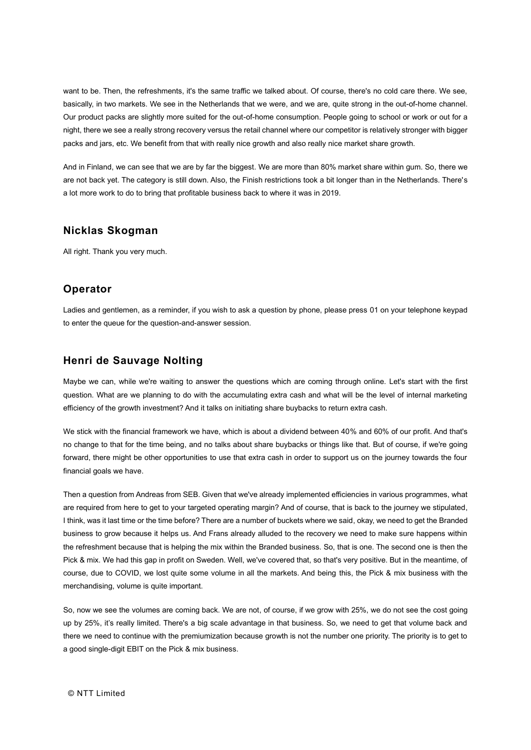want to be. Then, the refreshments, it's the same traffic we talked about. Of course, there's no cold care there. We see, basically, in two markets. We see in the Netherlands that we were, and we are, quite strong in the out-of-home channel. Our product packs are slightly more suited for the out-of-home consumption. People going to school or work or out for a night, there we see a really strong recovery versus the retail channel where our competitor is relatively stronger with bigger packs and jars, etc. We benefit from that with really nice growth and also really nice market share growth.

And in Finland, we can see that we are by far the biggest. We are more than 80% market share within gum. So, there we are not back yet. The category is still down. Also, the Finish restrictions took a bit longer than in the Netherlands. There's a lot more work to do to bring that profitable business back to where it was in 2019.

## Nicklas Skogman

All right. Thank you very much.

## Operator

Ladies and gentlemen, as a reminder, if you wish to ask a question by phone, please press 01 on your telephone keypad to enter the queue for the question-and-answer session.

## Henri de Sauvage Nolting

Maybe we can, while we're waiting to answer the questions which are coming through online. Let's start with the first question. What are we planning to do with the accumulating extra cash and what will be the level of internal marketing efficiency of the growth investment? And it talks on initiating share buybacks to return extra cash.

We stick with the financial framework we have, which is about a dividend between 40% and 60% of our profit. And that's no change to that for the time being, and no talks about share buybacks or things like that. But of course, if we're going forward, there might be other opportunities to use that extra cash in order to support us on the journey towards the four financial goals we have.

Then a question from Andreas from SEB. Given that we've already implemented efficiencies in various programmes, what are required from here to get to your targeted operating margin? And of course, that is back to the journey we stipulated, I think, was it last time or the time before? There are a number of buckets where we said, okay, we need to get the Branded business to grow because it helps us. And Frans already alluded to the recovery we need to make sure happens within the refreshment because that is helping the mix within the Branded business. So, that is one. The second one is then the Pick & mix. We had this gap in profit on Sweden. Well, we've covered that, so that's very positive. But in the meantime, of course, due to COVID, we lost quite some volume in all the markets. And being this, the Pick & mix business with the merchandising, volume is quite important.

So, now we see the volumes are coming back. We are not, of course, if we grow with 25%, we do not see the cost going up by 25%, it's really limited. There's a big scale advantage in that business. So, we need to get that volume back and there we need to continue with the premiumization because growth is not the number one priority. The priority is to get to a good single-digit EBIT on the Pick & mix business.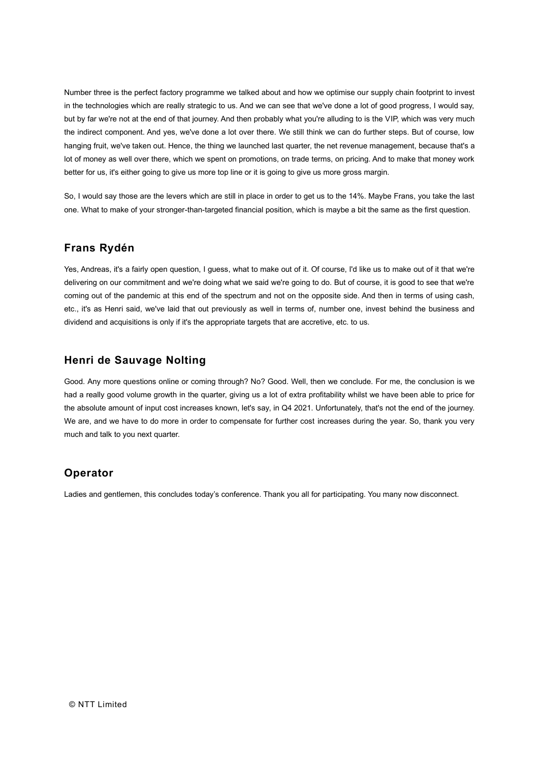Number three is the perfect factory programme we talked about and how we optimise our supply chain footprint to invest in the technologies which are really strategic to us. And we can see that we've done a lot of good progress, I would say, but by far we're not at the end of that journey. And then probably what you're alluding to is the VIP, which was very much the indirect component. And yes, we've done a lot over there. We still think we can do further steps. But of course, low hanging fruit, we've taken out. Hence, the thing we launched last quarter, the net revenue management, because that's a lot of money as well over there, which we spent on promotions, on trade terms, on pricing. And to make that money work better for us, it's either going to give us more top line or it is going to give us more gross margin.

So, I would say those are the levers which are still in place in order to get us to the 14%. Maybe Frans, you take the last one. What to make of your stronger-than-targeted financial position, which is maybe a bit the same as the first question.

## Frans Rydén

Yes, Andreas, it's a fairly open question, I guess, what to make out of it. Of course, I'd like us to make out of it that we're delivering on our commitment and we're doing what we said we're going to do. But of course, it is good to see that we're coming out of the pandemic at this end of the spectrum and not on the opposite side. And then in terms of using cash, etc., it's as Henri said, we've laid that out previously as well in terms of, number one, invest behind the business and dividend and acquisitions is only if it's the appropriate targets that are accretive, etc. to us.

## Henri de Sauvage Nolting

Good. Any more questions online or coming through? No? Good. Well, then we conclude. For me, the conclusion is we had a really good volume growth in the quarter, giving us a lot of extra profitability whilst we have been able to price for the absolute amount of input cost increases known, let's say, in Q4 2021. Unfortunately, that's not the end of the journey. We are, and we have to do more in order to compensate for further cost increases during the year. So, thank you very much and talk to you next quarter.

## Operator

Ladies and gentlemen, this concludes today's conference. Thank you all for participating. You many now disconnect.

© NTT Limited